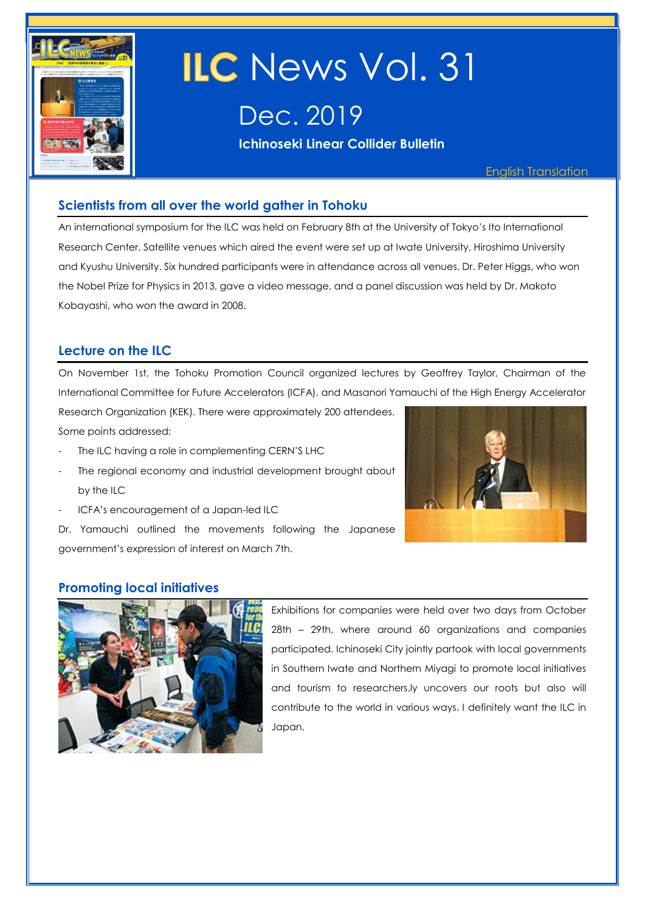# ILC News Vol. 31

## Dec. 2019

**Ichinoseki Linear Collider Bulletin**

English Translation

## Scientists from all over the world gather in Tohoku

An international symposium for the ILC was held on February 8th at the University of Tokyo's Ito International Research Center. Satellite venues which aired the event were set up at Iwate University, Hiroshima University and Kyushu University. Six hundred participants were in attendance across all venues. Dr. Peter Higgs, who won the Nobel Prize for Physics in 2013, gave a video message, and a panel discussion was held by Dr. Makoto Kobayashi, who won the award in 2008.

## Lecture on the ILC

On November 1st, the Tohoku Promotion Council organized lectures by Geoffrey Taylor, Chairman of the International Committee for Future Accelerators (ICFA), and Masanori Yamauchi of the High Energy Accelerator Research Organization (KEK). There were approximately 200 attendees.

Some points addressed:

- The ILC having a role in complementing CERN'S LHC
- The regional economy and industrial development brought about by the ILC
- ICFA's encouragement of a Japan-led ILC

Dr. Yamauchi outlined the movements following the Japanese government's expression of interest on March 7th.

## Promoting local initiatives

Exhibitions for companies were held over two days from October 28th – 29th, where around 60 organizations and companies participated. Ichinoseki City jointly partook with local governments in Southern Iwate and Northern Miyagi to promote local initiatives and tourism to researchers.ly uncovers our roots but also will contribute to the world in various ways. I definitely want the ILC in Japan.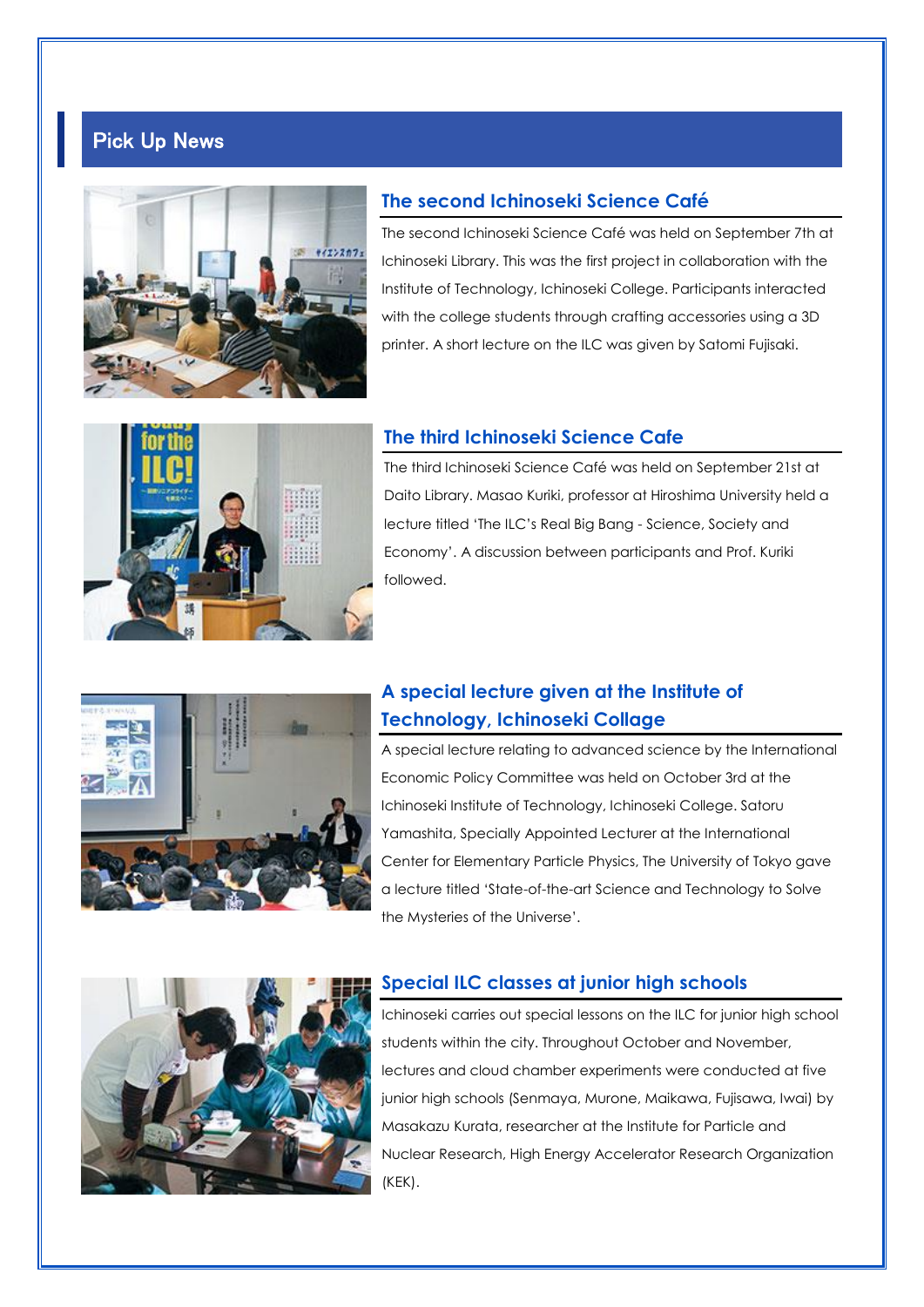## Pick Up News

### The second Ichinoseki Science Café

The second Ichinoseki Science Café was held on September 7th at Ichinoseki Library. This was the first project in collaboration with the Institute of Technology, Ichinoseki College. Participants interacted with the college students through crafting accessories using a 3D printer. A short lecture on the ILC was given by Satomi Fujisaki.

### The third Ichinoseki Science Cafe

The third Ichinoseki Science Café was held on September 21st at Daito Library. Masao Kuriki, professor at Hiroshima University held a lecture titled 'The ILC's Real Big Bang - Science, Society and Economy'. A discussion between participants and Prof. Kuriki followed.

### A special lecture given at the Institute of Technology, Ichinoseki Collage

A special lecture relating to advanced science by the International Economic Policy Committee was held on October 3rd at the Ichinoseki Institute of Technology, Ichinoseki College. Satoru Yamashita, Specially Appointed Lecturer at the International Center for Elementary Particle Physics, The University of Tokyo gave a lecture titled 'State-of-the-art Science and Technology to Solve the Mysteries of the Universe'.

### Special ILC classes at junior high schools

Ichinoseki carries out special lessons on the ILC for junior high school students within the city. Throughout October and November, lectures and cloud chamber experiments were conducted at five junior high schools (Senmaya, Murone, Maikawa, Fujisawa, Iwai) by Masakazu Kurata, researcher at the Institute for Particle and Nuclear Research, High Energy Accelerator Research Organization (KEK).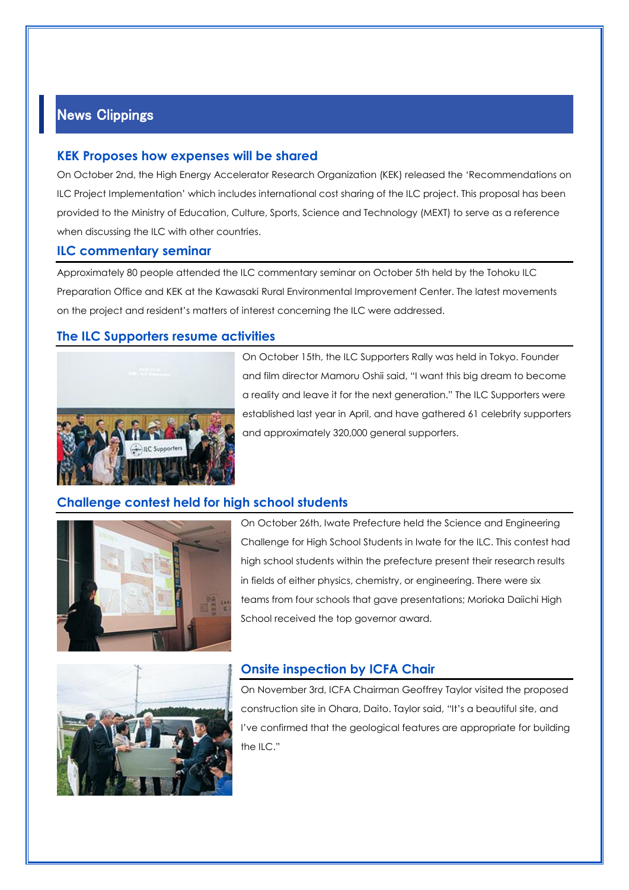## News Clippings

### KEK Proposes how expenses will be shared

On October 2nd, the High Energy Accelerator Research Organization (KEK) released the 'Recommendations on ILC Project Implementation' which includes international cost sharing of the ILC project. This proposal has been provided to the Ministry of Education, Culture, Sports, Science and Technology (MEXT) to serve as a reference when discussing the ILC with other countries.

### ILC commentary seminar

Approximately 80 people attended the ILC commentary seminar on October 5th held by the Tohoku ILC Preparation Office and KEK at the Kawasaki Rural Environmental Improvement Center. The latest movements on the project and resident's matters of interest concerning the ILC were addressed.

### The ILC Supporters resume activities

On October 15th, the ILC Supporters Rally was held in Tokyo. Founder and film director Mamoru Oshii said, "I want this big dream to become a reality and leave it for the next generation." The ILC Supporters were established last year in April, and have gathered 61 celebrity supporters and approximately 320,000 general supporters.

### Challenge contest held for high school students

On October 26th, Iwate Prefecture held the Science and Engineering Challenge for High School Students in Iwate for the ILC. This contest had high school students within the prefecture present their research results in fields of either physics, chemistry, or engineering. There were six teams from four schools that gave presentations; Morioka Daiichi High School received the top governor award.

### Onsite inspection by ICFA Chair

On November 3rd, ICFA Chairman Geoffrey Taylor visited the proposed construction site in Ohara, Daito. Taylor said, "It's a beautiful site, and I've confirmed that the geological features are appropriate for building the ILC."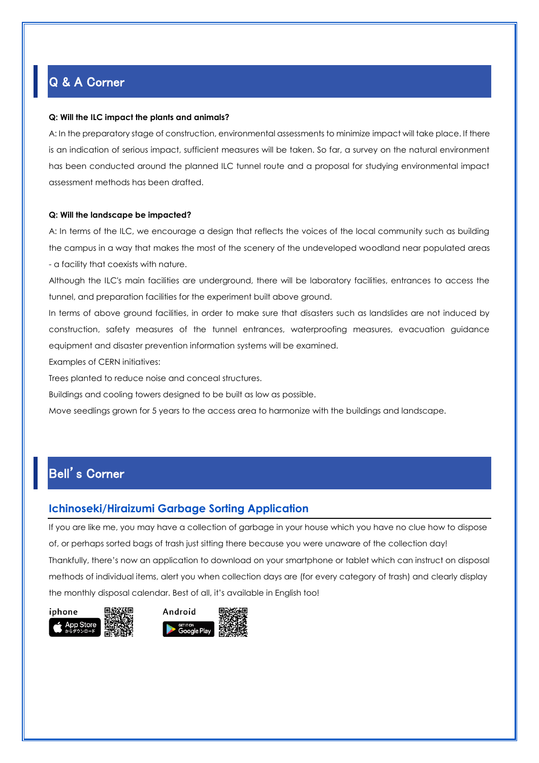## Q & A Corner

**Q: Will the ILC impact the plants and animals?**

A: In the preparatory stage of construction, environmental assessments to minimize impact will take place. If there is an indication of serious impact, sufficient measures will be taken. So far, a survey on the natural environment has been conducted around the planned ILC tunnel route and a proposal for studying environmental impact assessment methods has been drafted.

**Q: Will the landscape be impacted?**

A: In terms of the ILC, we encourage a design that reflects the voices of the local community such as building the campus in a way that makes the most of the scenery of the undeveloped woodland near populated areas - a facility that coexists with nature.

Although the ILC's main facilities are underground, there will be laboratory facilities, entrances to access the tunnel, and preparation facilities for the experiment built above ground.

In terms of above ground facilities, in order to make sure that disasters such as landslides are not induced by construction, safety measures of the tunnel entrances, waterproofing measures, evacuation guidance equipment and disaster prevention information systems will be examined.

Examples of CERN initiatives:

Trees planted to reduce noise and conceal structures.

Buildings and cooling towers designed to be built as low as possible.

Move seedlings grown for 5 years to the access area to harmonize with the buildings and landscape.

## Bell's Corner

### Ichinoseki/Hiraizumi Garbage Sorting Application

If you are like me, you may have a collection of garbage in your house which you have no clue how to dispose of, or perhaps sorted bags of trash just sitting there because you were unaware of the collection day!

Thankfully, there's now an application to download on your smartphone or tablet which can instruct on disposal methods of individual items, alert you when collection days are (for every category of trash) and clearly display the monthly disposal calendar. Best of all, it's available in English too!

iphone — App Store からダウンロード

Android — GET IT ON Google Play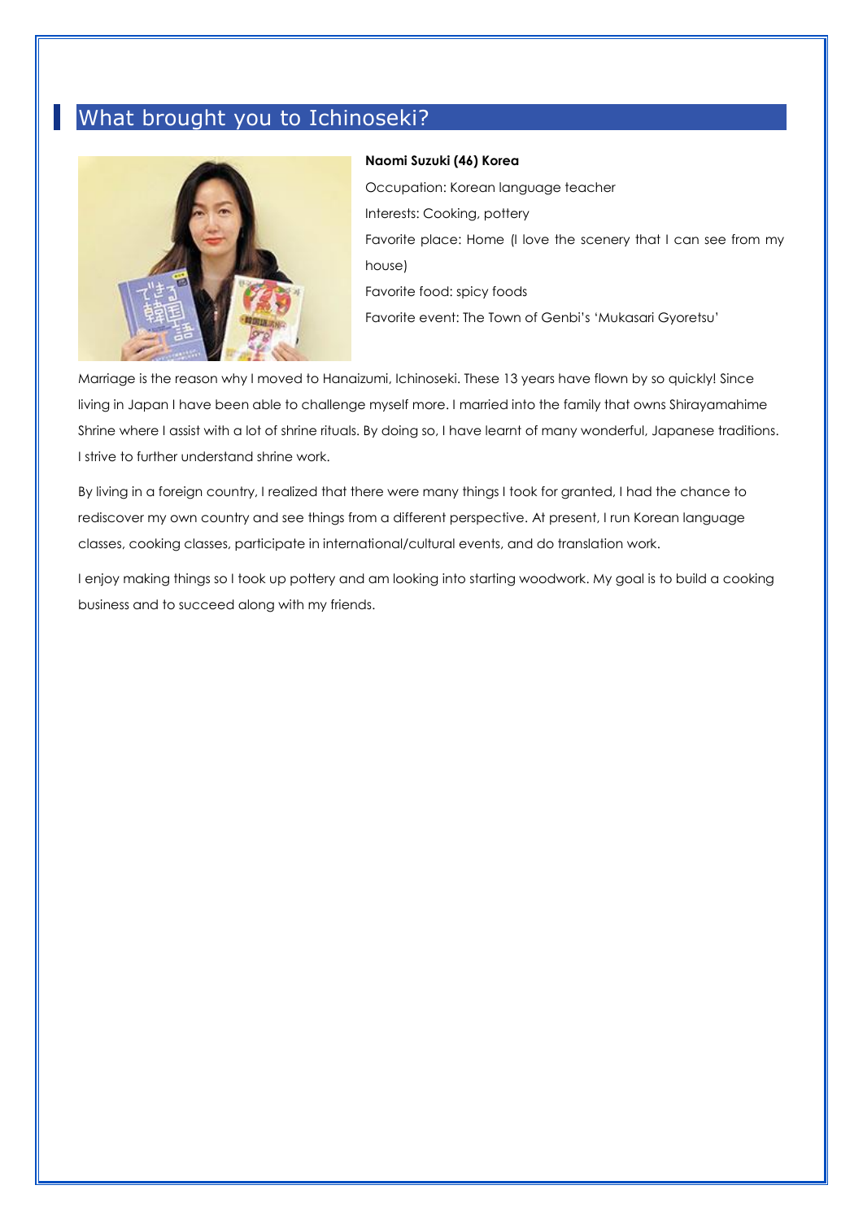## What brought you to Ichinoseki?

**Naomi Suzuki (46) Korea**

Occupation: Korean language teacher

Interests: Cooking, pottery

Favorite place: Home (I love the scenery that I can see from my house)

Favorite food: spicy foods

Favorite event: The Town of Genbi's 'Mukasari Gyoretsu'

Marriage is the reason why I moved to Hanaizumi, Ichinoseki. These 13 years have flown by so quickly! Since living in Japan I have been able to challenge myself more. I married into the family that owns Shirayamahime Shrine where I assist with a lot of shrine rituals. By doing so, I have learnt of many wonderful, Japanese traditions. I strive to further understand shrine work.

By living in a foreign country, I realized that there were many things I took for granted, I had the chance to rediscover my own country and see things from a different perspective. At present, I run Korean language classes, cooking classes, participate in international/cultural events, and do translation work.

I enjoy making things so I took up pottery and am looking into starting woodwork. My goal is to build a cooking business and to succeed along with my friends.